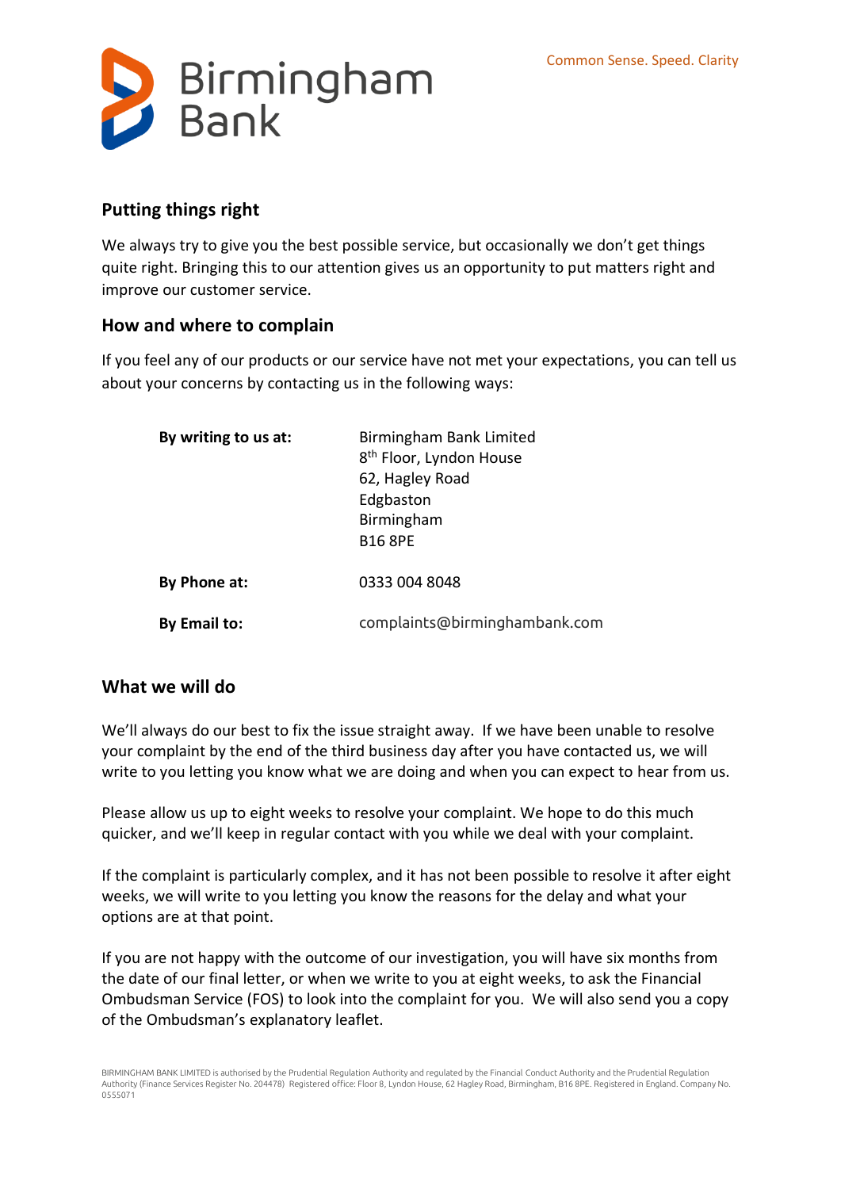Birmingham Bank

Common Sense. Speed. Clarity

## Putting things right

We always try to give you the best possible service, but occasionally we don't get things quite right. Bringing this to our attention gives us an opportunity to put matters right and improve our customer service.

## How and where to complain

If you feel any of our products or our service have not met your expectations, you can tell us about your concerns by contacting us in the following ways:

| | |
|---|---|
| **By writing to us at:** | Birmingham Bank Limited<br>8th Floor, Lyndon House<br>62, Hagley Road<br>Edgbaston<br>Birmingham<br>B16 8PE |
| **By Phone at:** | 0333 004 8048 |
| **By Email to:** | complaints@birminghambank.com |

## What we will do

We'll always do our best to fix the issue straight away. If we have been unable to resolve your complaint by the end of the third business day after you have contacted us, we will write to you letting you know what we are doing and when you can expect to hear from us.

Please allow us up to eight weeks to resolve your complaint. We hope to do this much quicker, and we'll keep in regular contact with you while we deal with your complaint.

If the complaint is particularly complex, and it has not been possible to resolve it after eight weeks, we will write to you letting you know the reasons for the delay and what your options are at that point.

If you are not happy with the outcome of our investigation, you will have six months from the date of our final letter, or when we write to you at eight weeks, to ask the Financial Ombudsman Service (FOS) to look into the complaint for you. We will also send you a copy of the Ombudsman's explanatory leaflet.

BIRMINGHAM BANK LIMITED is authorised by the Prudential Regulation Authority and regulated by the Financial Conduct Authority and the Prudential Regulation Authority (Finance Services Register No. 204478) Registered office: Floor 8, Lyndon House, 62 Hagley Road, Birmingham, B16 8PE. Registered in England. Company No. 0555071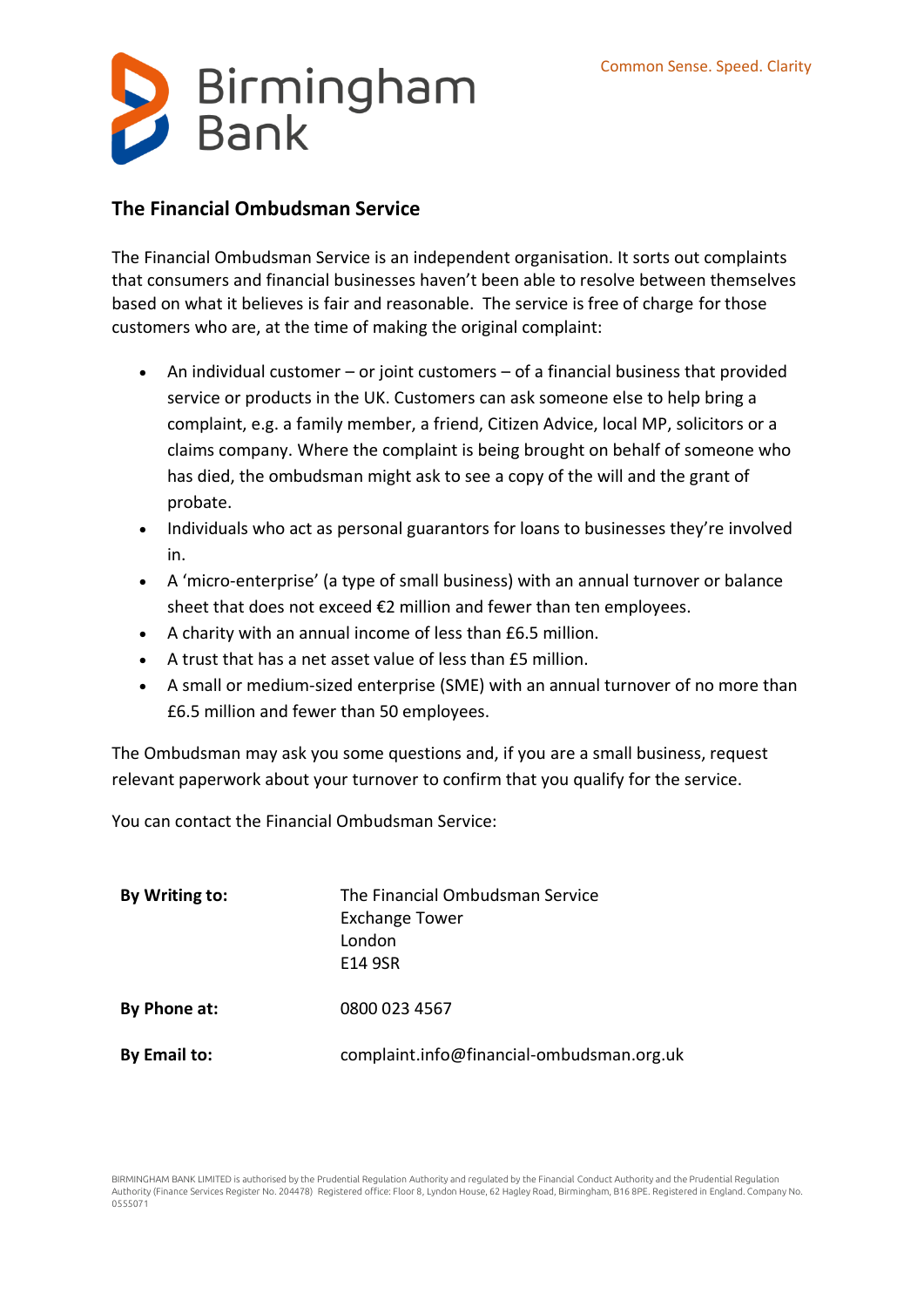Birmingham Bank

Common Sense. Speed. Clarity

## The Financial Ombudsman Service

The Financial Ombudsman Service is an independent organisation. It sorts out complaints that consumers and financial businesses haven't been able to resolve between themselves based on what it believes is fair and reasonable. The service is free of charge for those customers who are, at the time of making the original complaint:

- An individual customer – or joint customers – of a financial business that provided service or products in the UK. Customers can ask someone else to help bring a complaint, e.g. a family member, a friend, Citizen Advice, local MP, solicitors or a claims company. Where the complaint is being brought on behalf of someone who has died, the ombudsman might ask to see a copy of the will and the grant of probate.
- Individuals who act as personal guarantors for loans to businesses they're involved in.
- A 'micro-enterprise' (a type of small business) with an annual turnover or balance sheet that does not exceed €2 million and fewer than ten employees.
- A charity with an annual income of less than £6.5 million.
- A trust that has a net asset value of less than £5 million.
- A small or medium-sized enterprise (SME) with an annual turnover of no more than £6.5 million and fewer than 50 employees.

The Ombudsman may ask you some questions and, if you are a small business, request relevant paperwork about your turnover to confirm that you qualify for the service.

You can contact the Financial Ombudsman Service:

| | |
|---|---|
| **By Writing to:** | The Financial Ombudsman Service<br>Exchange Tower<br>London<br>E14 9SR |
| **By Phone at:** | 0800 023 4567 |
| **By Email to:** | complaint.info@financial-ombudsman.org.uk |

BIRMINGHAM BANK LIMITED is authorised by the Prudential Regulation Authority and regulated by the Financial Conduct Authority and the Prudential Regulation Authority (Finance Services Register No. 204478) Registered office: Floor 8, Lyndon House, 62 Hagley Road, Birmingham, B16 8PE. Registered in England. Company No. 0555071